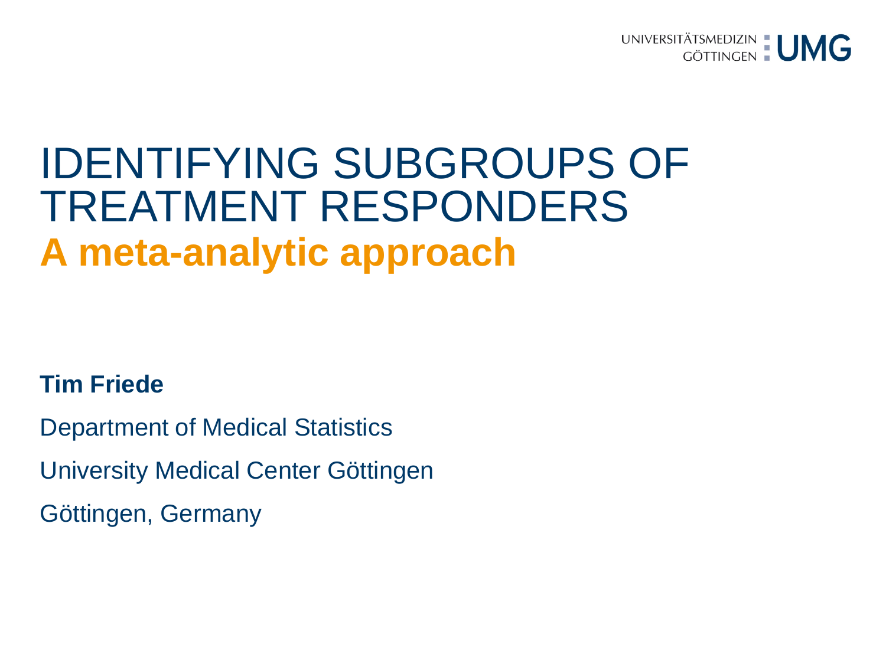UNIVERSITÄTSMEDIZIN GÖTTINGEN UMG

# IDENTIFYING SUBGROUPS OF TREATMENT RESPONDERS

## A meta-analytic approach

**Tim Friede**

Department of Medical Statistics

University Medical Center Göttingen

Göttingen, Germany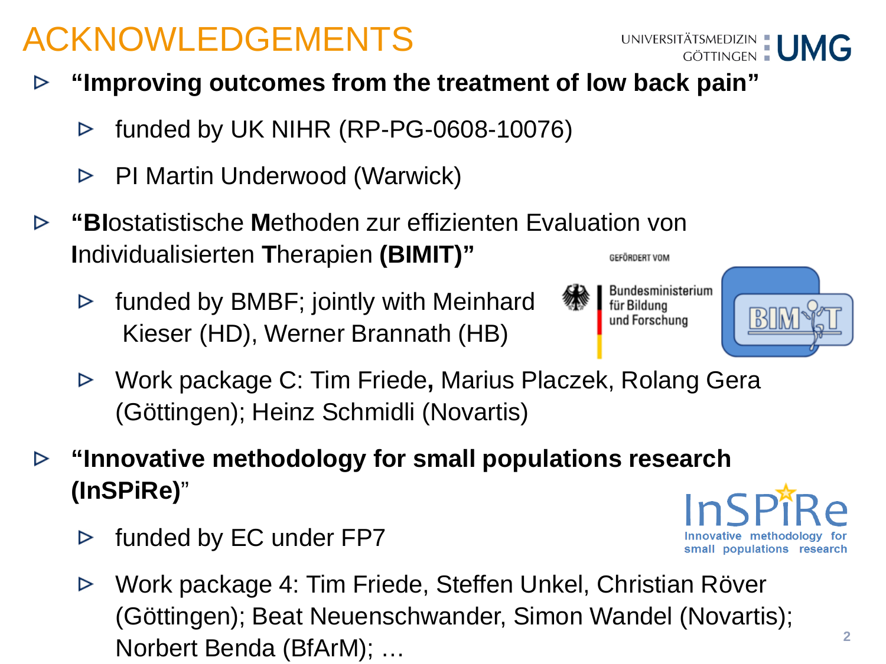# ACKNOWLEDGEMENTS

- **"Improving outcomes from the treatment of low back pain"**
  - funded by UK NIHR (RP-PG-0608-10076)
  - PI Martin Underwood (Warwick)
- **"BI**ostatistische **M**ethoden zur effizienten Evaluation von **I**ndividualisierten **T**herapien **(BIMIT)"**
  - funded by BMBF; jointly with Meinhard Kieser (HD), Werner Brannath (HB)
  - Work package C: Tim Friede**,** Marius Placzek, Rolang Gera (Göttingen); Heinz Schmidli (Novartis)
- **"Innovative methodology for small populations research (InSPiRe)"**
  - funded by EC under FP7
  - Work package 4: Tim Friede, Steffen Unkel, Christian Röver (Göttingen); Beat Neuenschwander, Simon Wandel (Novartis); Norbert Benda (BfArM); …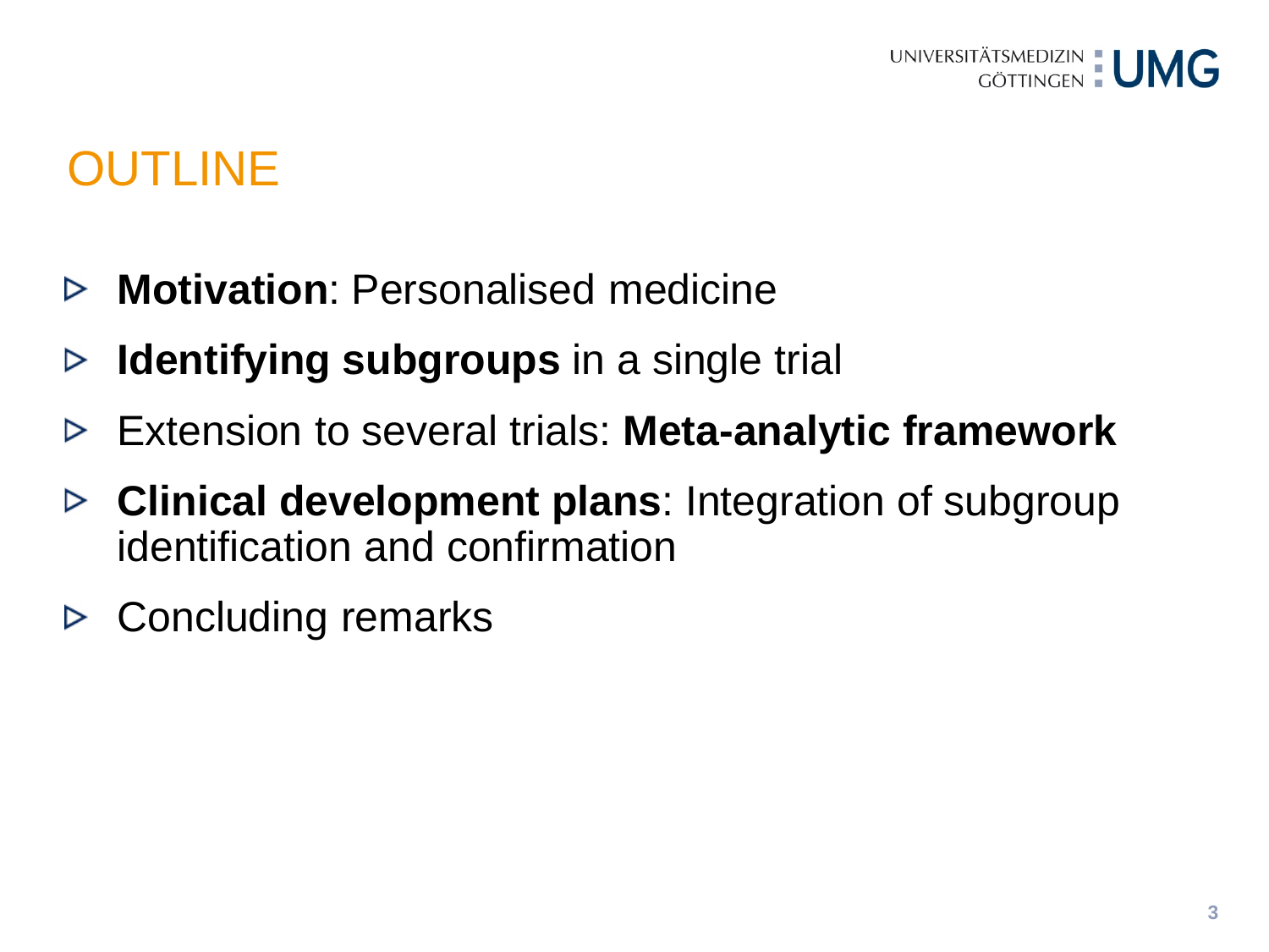# OUTLINE

- **Motivation**: Personalised medicine
- **Identifying subgroups** in a single trial
- Extension to several trials: **Meta-analytic framework**
- **Clinical development plans**: Integration of subgroup identification and confirmation
- Concluding remarks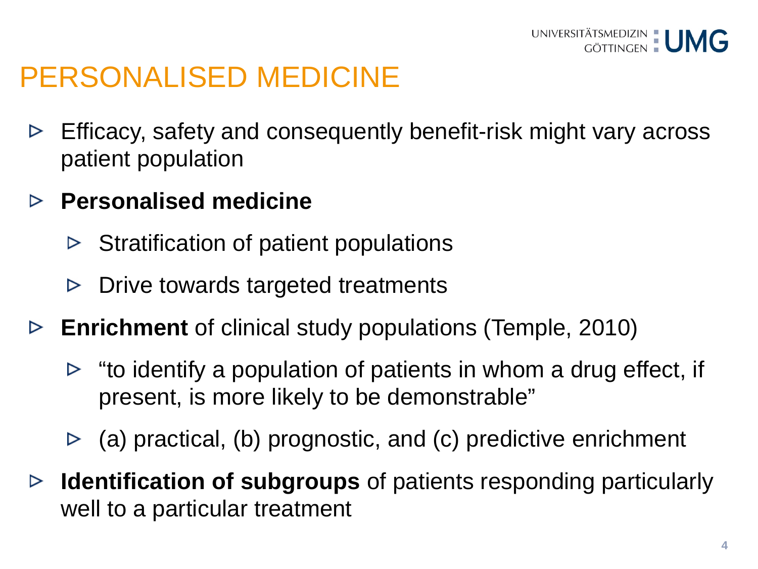# PERSONALISED MEDICINE

- Efficacy, safety and consequently benefit-risk might vary across patient population
- **Personalised medicine**
  - Stratification of patient populations
  - Drive towards targeted treatments
- **Enrichment** of clinical study populations (Temple, 2010)
  - "to identify a population of patients in whom a drug effect, if present, is more likely to be demonstrable"
  - (a) practical, (b) prognostic, and (c) predictive enrichment
- **Identification of subgroups** of patients responding particularly well to a particular treatment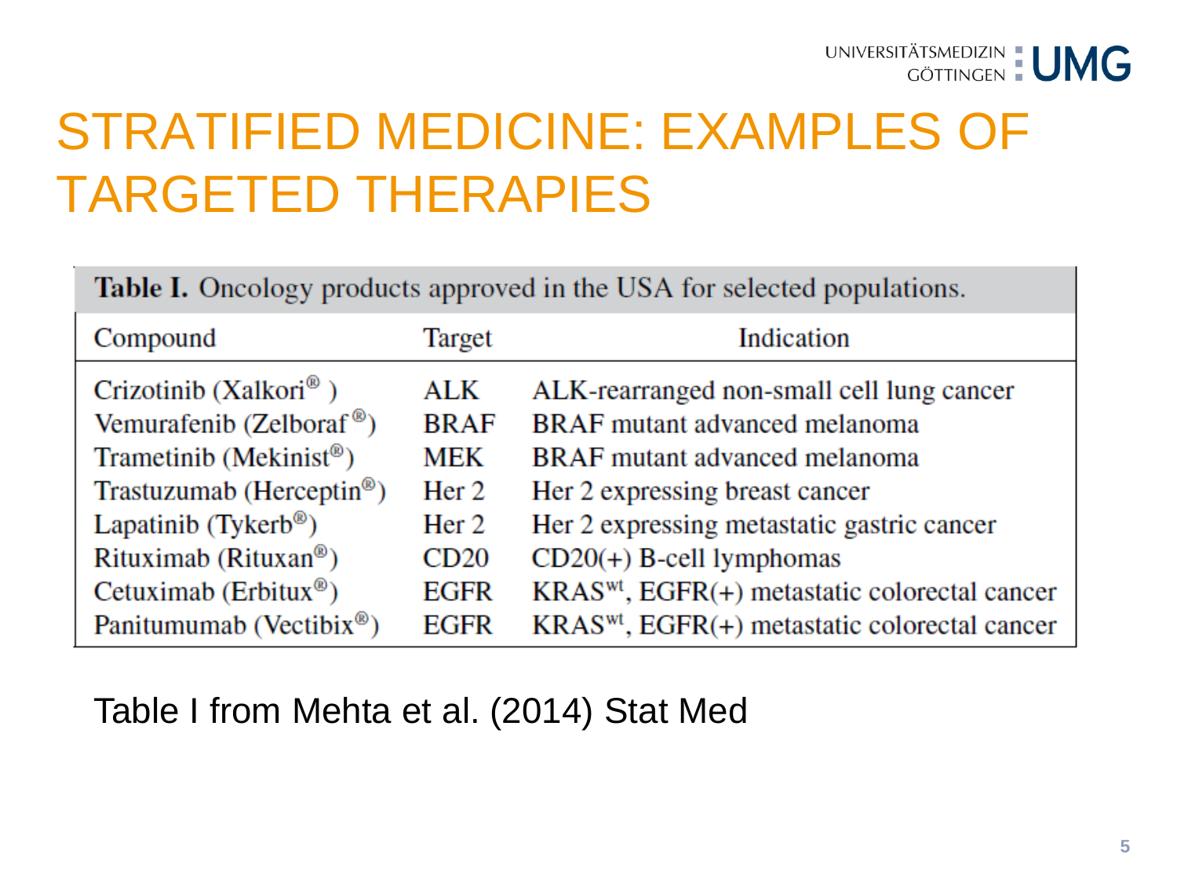# STRATIFIED MEDICINE: EXAMPLES OF TARGETED THERAPIES

**Table I.** Oncology products approved in the USA for selected populations.

| Compound | Target | Indication |
|---|---|---|
| Crizotinib (Xalkori®) | ALK | ALK-rearranged non-small cell lung cancer |
| Vemurafenib (Zelboraf®) | BRAF | BRAF mutant advanced melanoma |
| Trametinib (Mekinist®) | MEK | BRAF mutant advanced melanoma |
| Trastuzumab (Herceptin®) | Her 2 | Her 2 expressing breast cancer |
| Lapatinib (Tykerb®) | Her 2 | Her 2 expressing metastatic gastric cancer |
| Rituximab (Rituxan®) | CD20 | CD20(+) B-cell lymphomas |
| Cetuximab (Erbitux®) | EGFR | $KRAS^{wt}$, EGFR(+) metastatic colorectal cancer |
| Panitumumab (Vectibix®) | EGFR | $KRAS^{wt}$, EGFR(+) metastatic colorectal cancer |

Table I from Mehta et al. (2014) Stat Med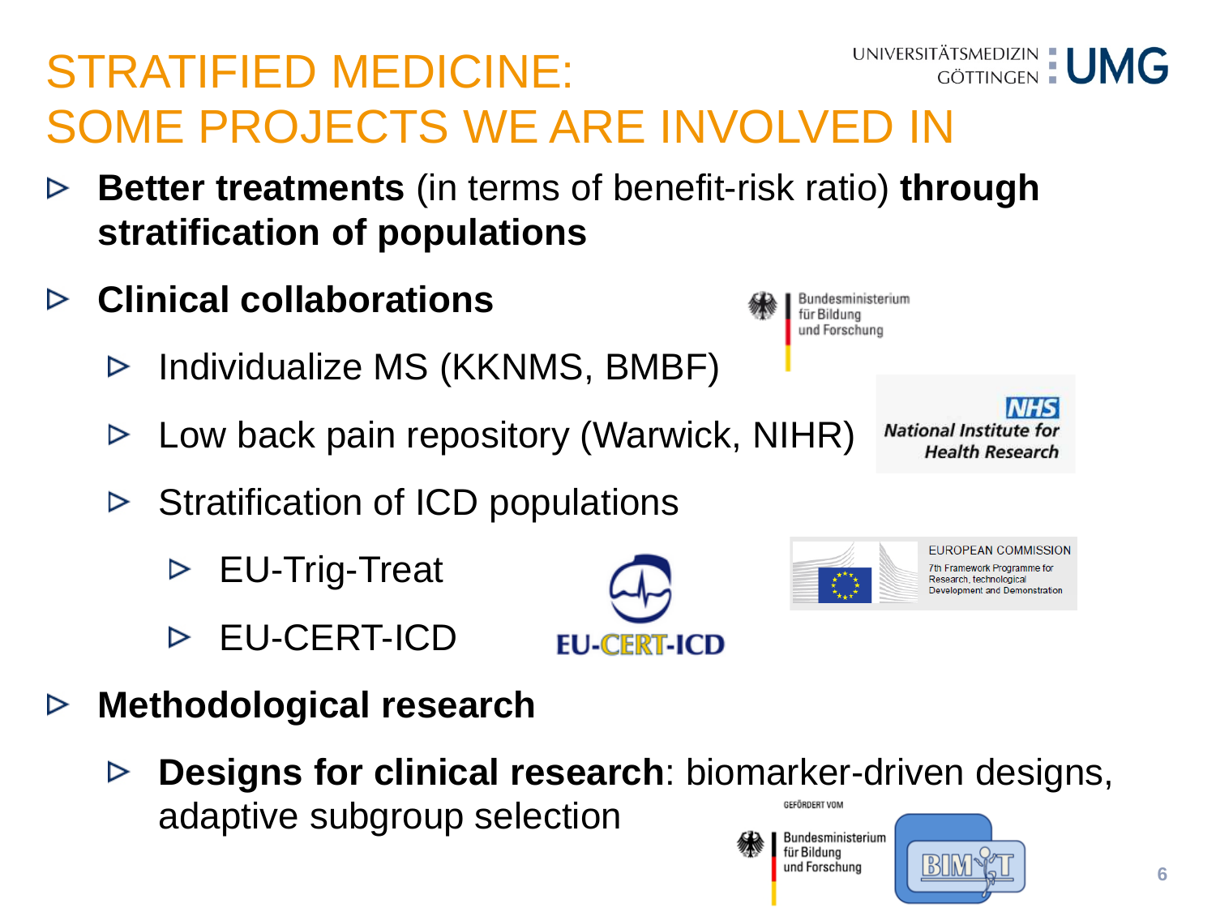# STRATIFIED MEDICINE: SOME PROJECTS WE ARE INVOLVED IN

- **Better treatments** (in terms of benefit-risk ratio) **through stratification of populations**
- **Clinical collaborations**
  - Individualize MS (KKNMS, BMBF)
  - Low back pain repository (Warwick, NIHR)
  - Stratification of ICD populations
    - EU-Trig-Treat
    - EU-CERT-ICD
- **Methodological research**
  - **Designs for clinical research**: biomarker-driven designs, adaptive subgroup selection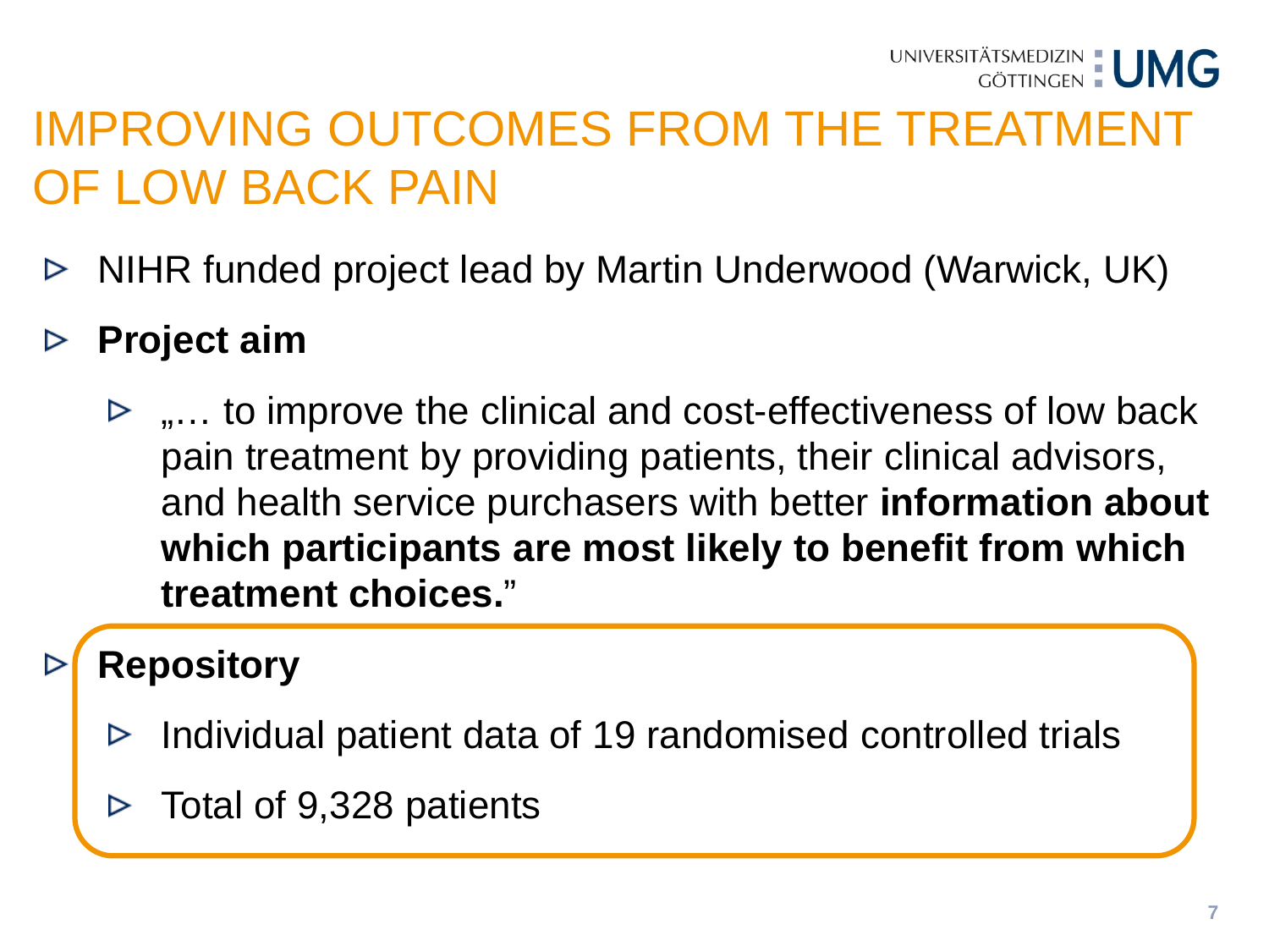# IMPROVING OUTCOMES FROM THE TREATMENT OF LOW BACK PAIN

- NIHR funded project lead by Martin Underwood (Warwick, UK)
- **Project aim**
  - „… to improve the clinical and cost-effectiveness of low back pain treatment by providing patients, their clinical advisors, and health service purchasers with better **information about which participants are most likely to benefit from which treatment choices.**"
- **Repository**
  - Individual patient data of 19 randomised controlled trials
  - Total of 9,328 patients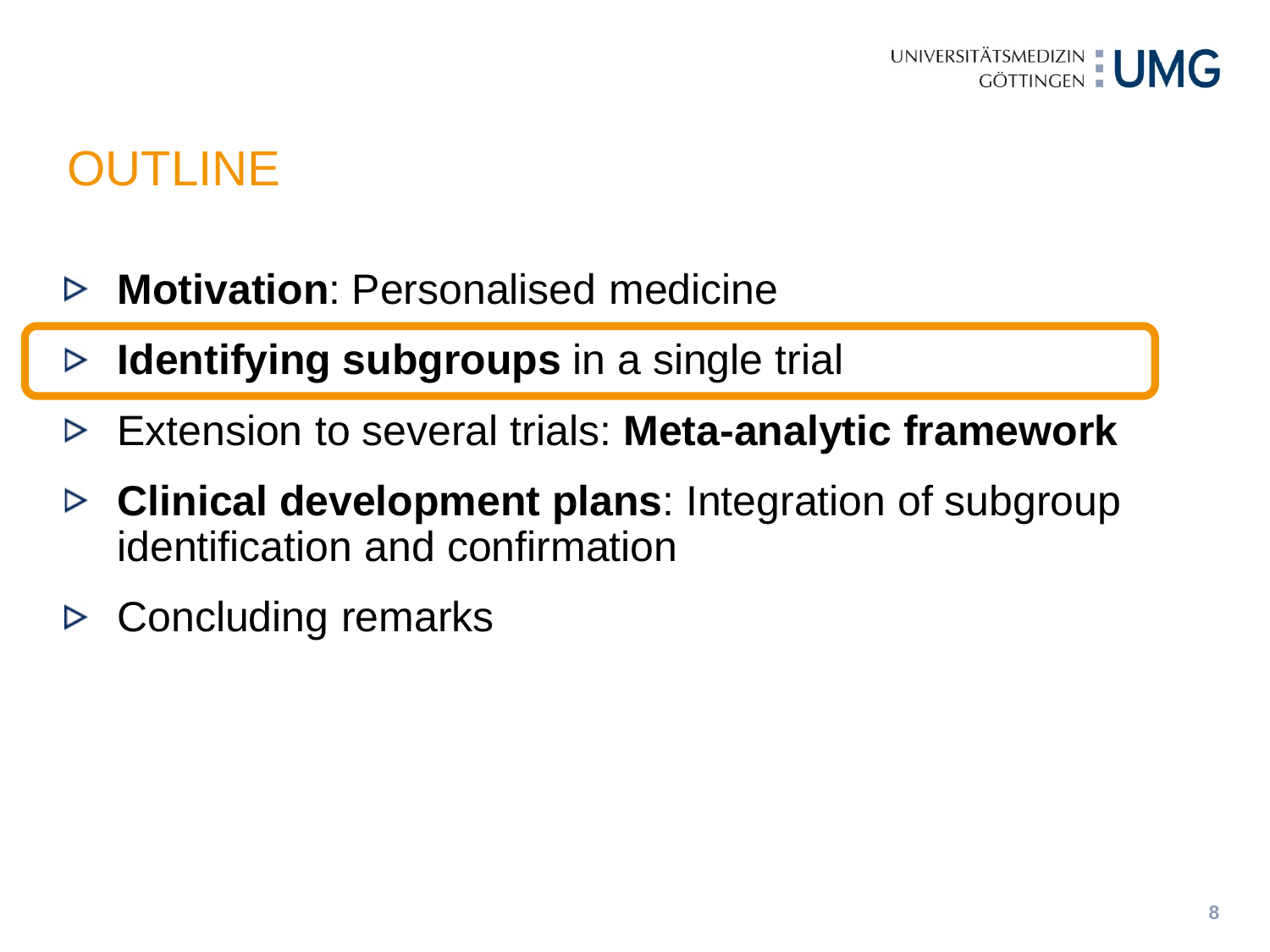# OUTLINE

- **Motivation**: Personalised medicine
- **Identifying subgroups** in a single trial
- Extension to several trials: **Meta-analytic framework**
- **Clinical development plans**: Integration of subgroup identification and confirmation
- Concluding remarks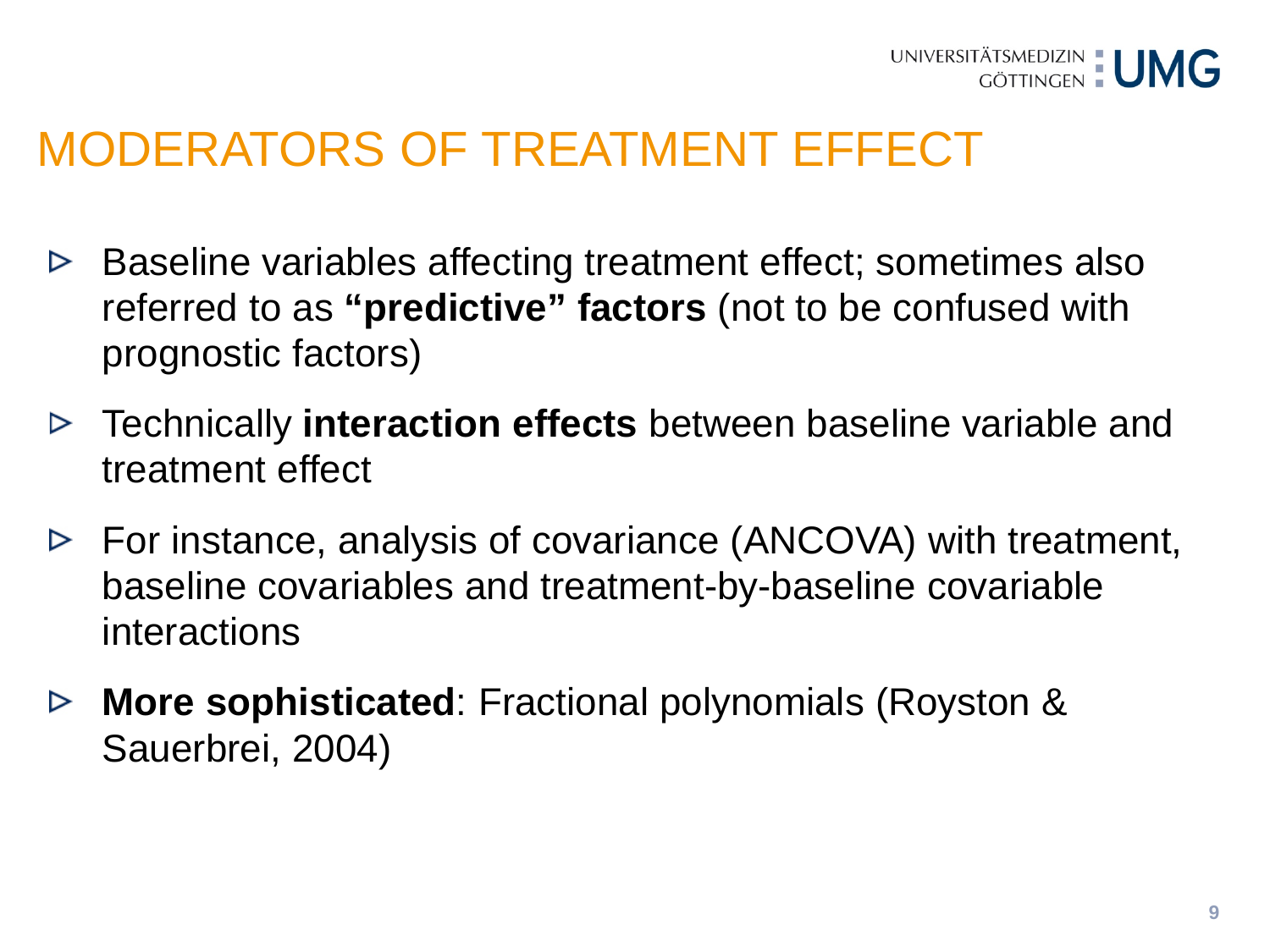# MODERATORS OF TREATMENT EFFECT

- Baseline variables affecting treatment effect; sometimes also referred to as **“predictive” factors** (not to be confused with prognostic factors)
- Technically **interaction effects** between baseline variable and treatment effect
- For instance, analysis of covariance (ANCOVA) with treatment, baseline covariables and treatment-by-baseline covariable interactions
- **More sophisticated**: Fractional polynomials (Royston & Sauerbrei, 2004)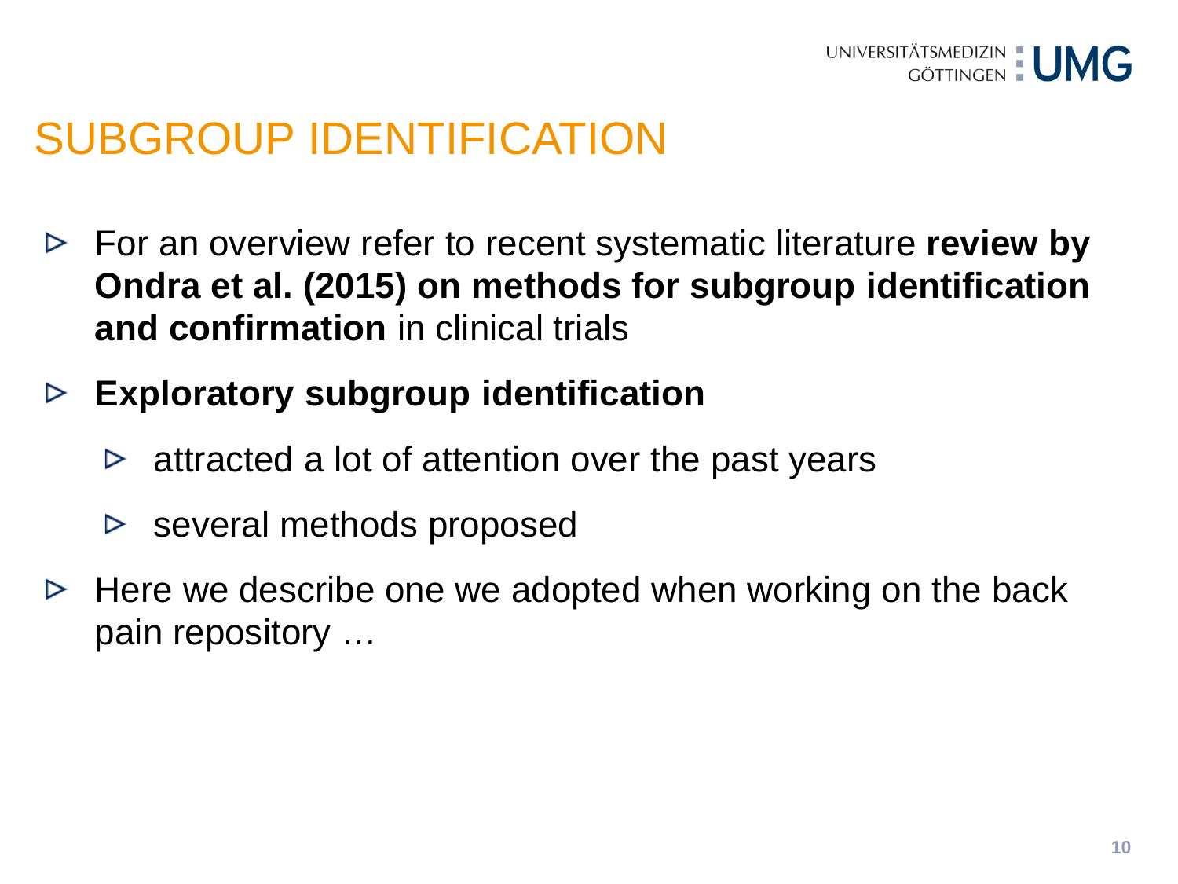# SUBGROUP IDENTIFICATION

- For an overview refer to recent systematic literature **review by Ondra et al. (2015) on methods for subgroup identification and confirmation** in clinical trials
- **Exploratory subgroup identification**
  - attracted a lot of attention over the past years
  - several methods proposed
- Here we describe one we adopted when working on the back pain repository …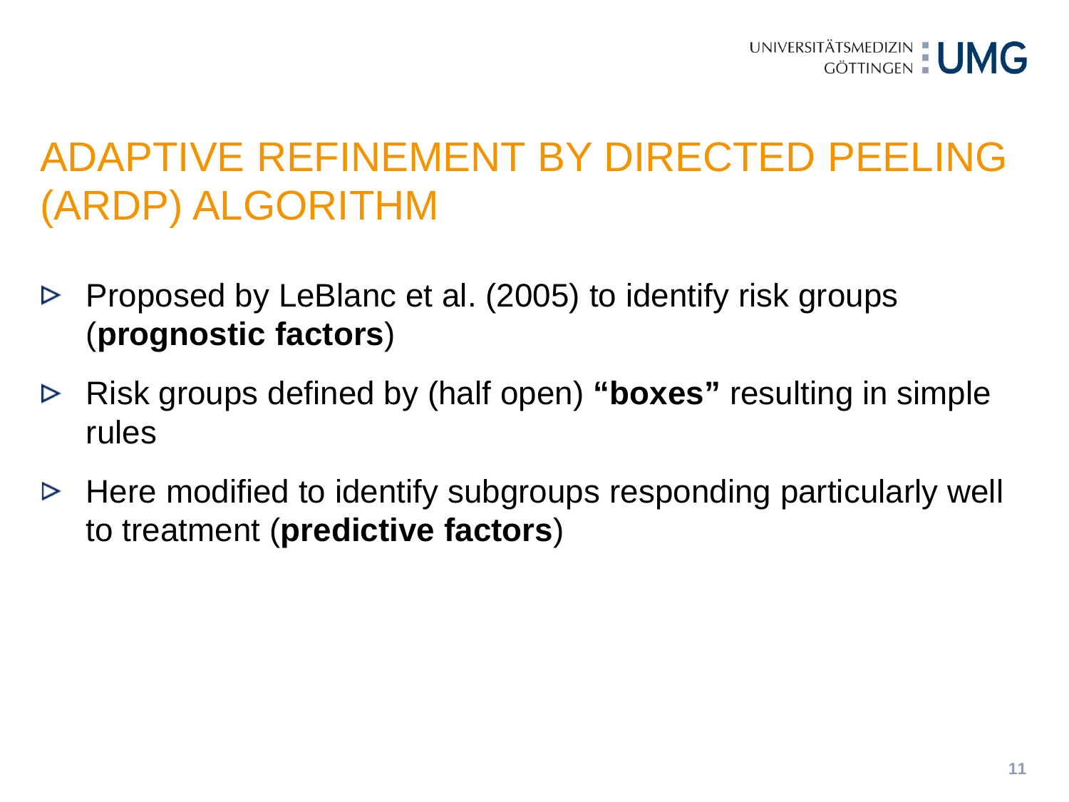# ADAPTIVE REFINEMENT BY DIRECTED PEELING (ARDP) ALGORITHM

- Proposed by LeBlanc et al. (2005) to identify risk groups (**prognostic factors**)
- Risk groups defined by (half open) **"boxes"** resulting in simple rules
- Here modified to identify subgroups responding particularly well to treatment (**predictive factors**)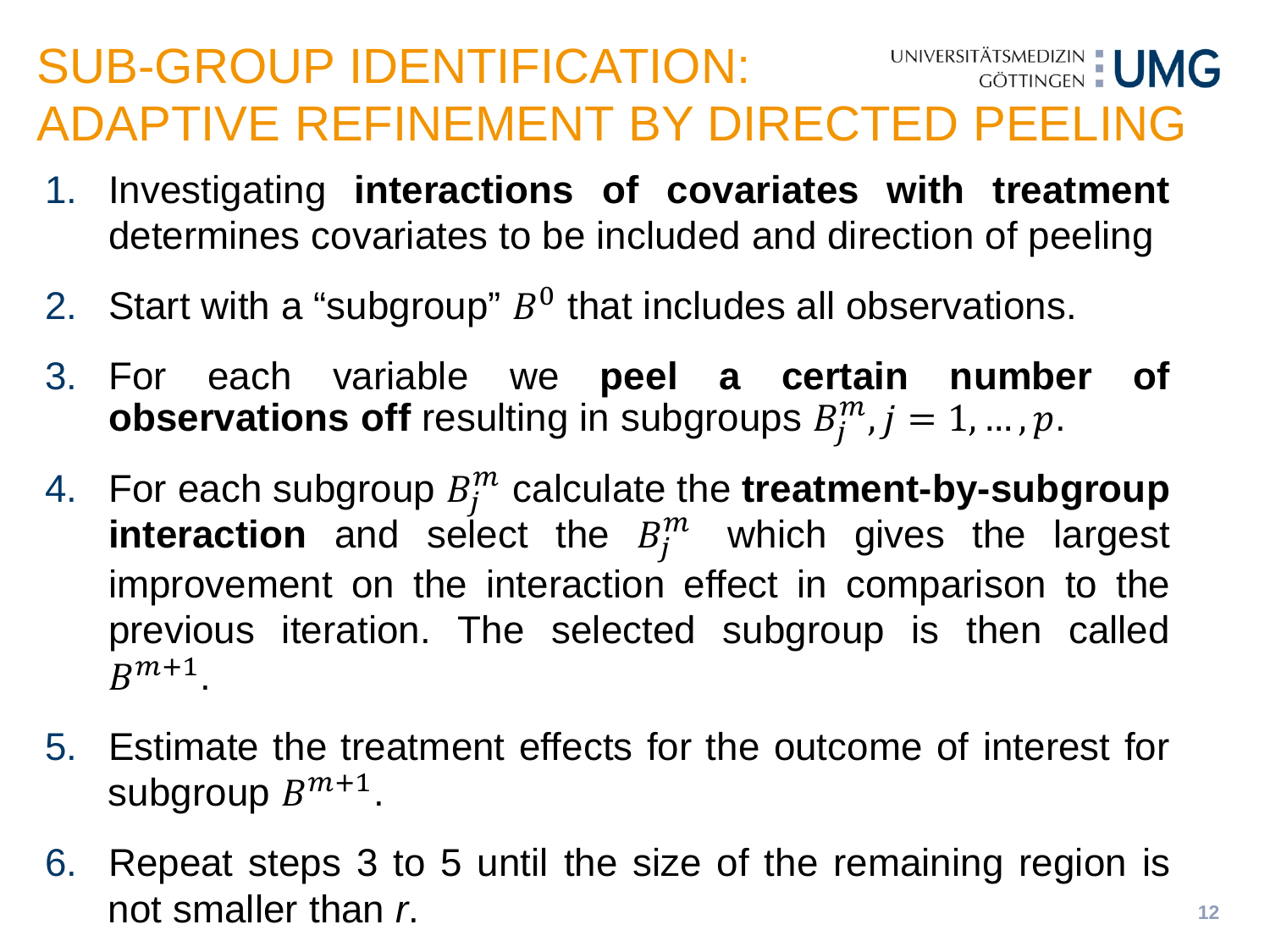# SUB-GROUP IDENTIFICATION: ADAPTIVE REFINEMENT BY DIRECTED PEELING

1. Investigating **interactions of covariates with treatment** determines covariates to be included and direction of peeling
2. Start with a "subgroup" $B^0$ that includes all observations.
3. For each variable we **peel a certain number of observations off** resulting in subgroups $B_j^m, j = 1, \ldots, p$.
4. For each subgroup $B_j^m$ calculate the **treatment-by-subgroup interaction** and select the $B_j^m$ which gives the largest improvement on the interaction effect in comparison to the previous iteration. The selected subgroup is then called $B^{m+1}$.
5. Estimate the treatment effects for the outcome of interest for subgroup $B^{m+1}$.
6. Repeat steps 3 to 5 until the size of the remaining region is not smaller than *r*.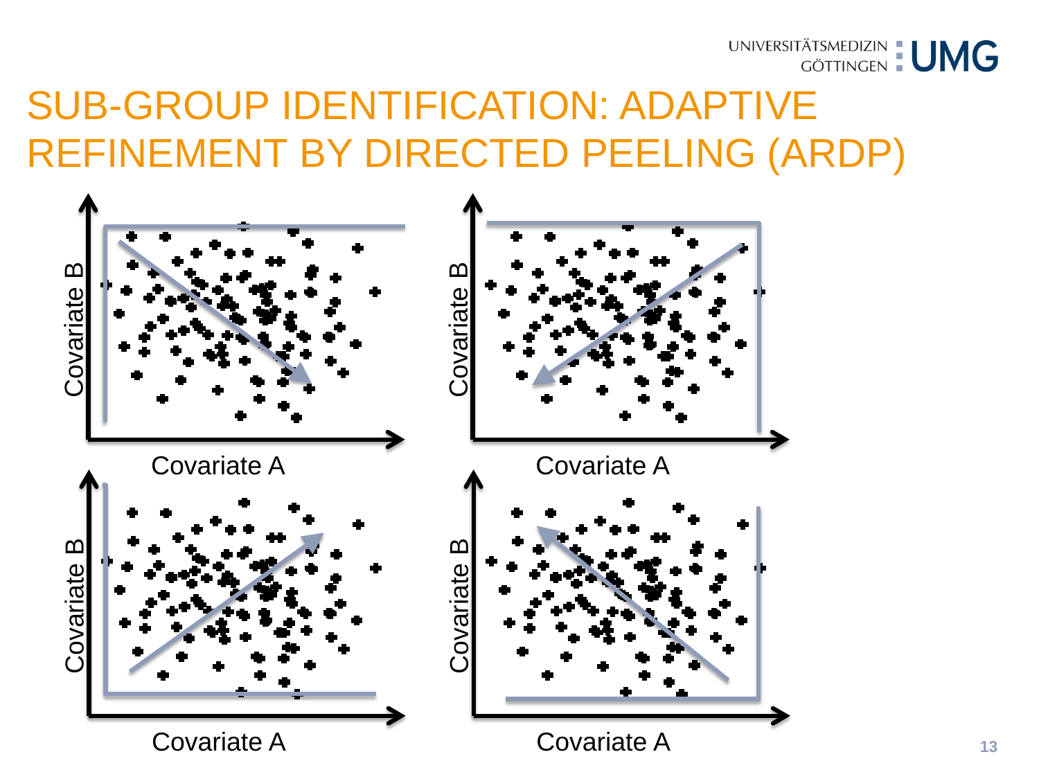# SUB-GROUP IDENTIFICATION: ADAPTIVE REFINEMENT BY DIRECTED PEELING (ARDP)

Covariate B

Covariate A

Covariate B

Covariate A

Covariate B

Covariate A

Covariate B

Covariate A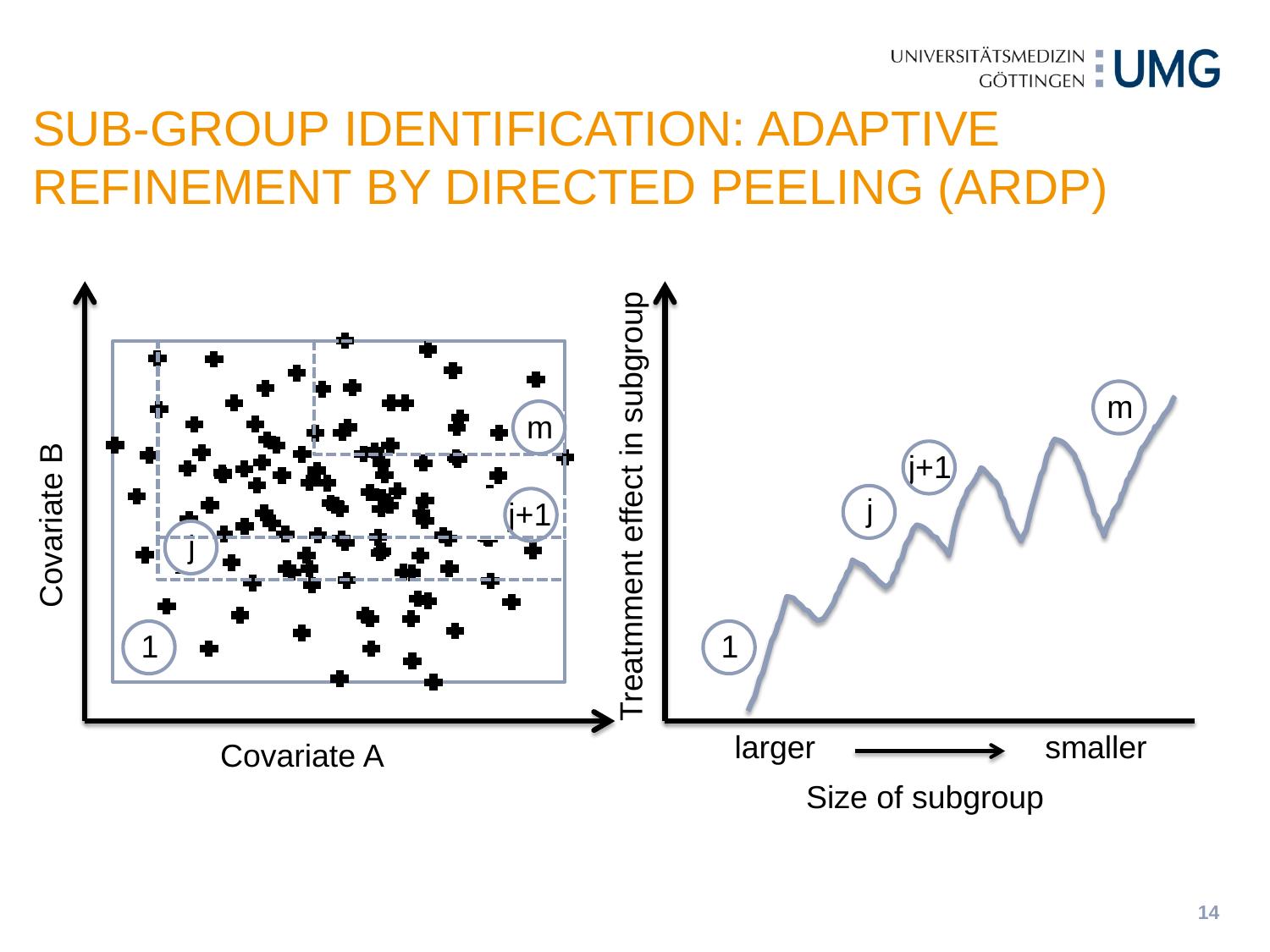# SUB-GROUP IDENTIFICATION: ADAPTIVE REFINEMENT BY DIRECTED PEELING (ARDP)

Covariate B

Covariate A

1

j

j+1

m

Treatmment effect in subgroup

larger → smaller

Size of subgroup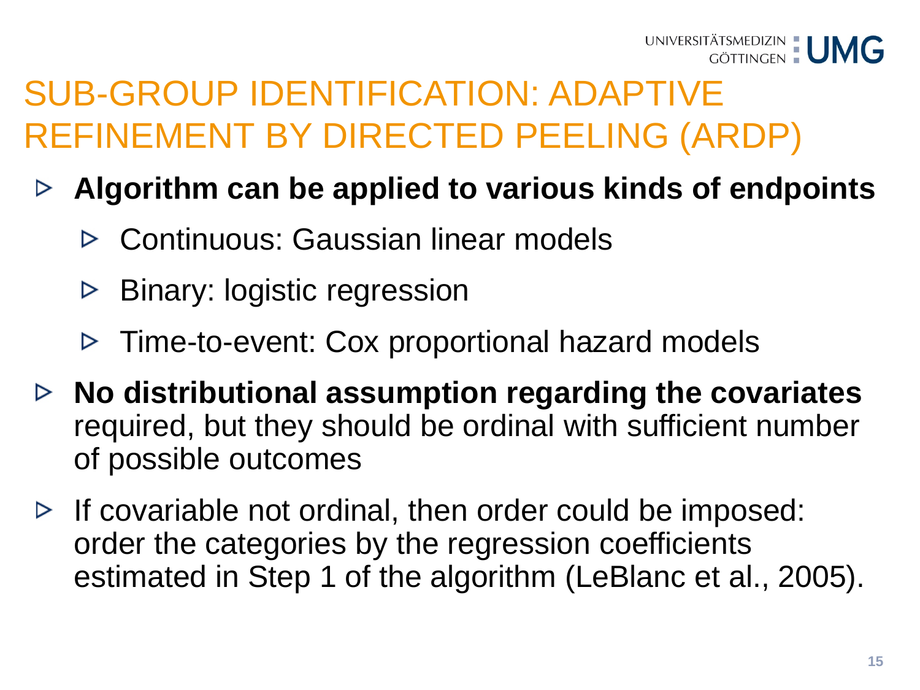# SUB-GROUP IDENTIFICATION: ADAPTIVE REFINEMENT BY DIRECTED PEELING (ARDP)

- **Algorithm can be applied to various kinds of endpoints**
  - Continuous: Gaussian linear models
  - Binary: logistic regression
  - Time-to-event: Cox proportional hazard models
- **No distributional assumption regarding the covariates** required, but they should be ordinal with sufficient number of possible outcomes
- If covariable not ordinal, then order could be imposed: order the categories by the regression coefficients estimated in Step 1 of the algorithm (LeBlanc et al., 2005).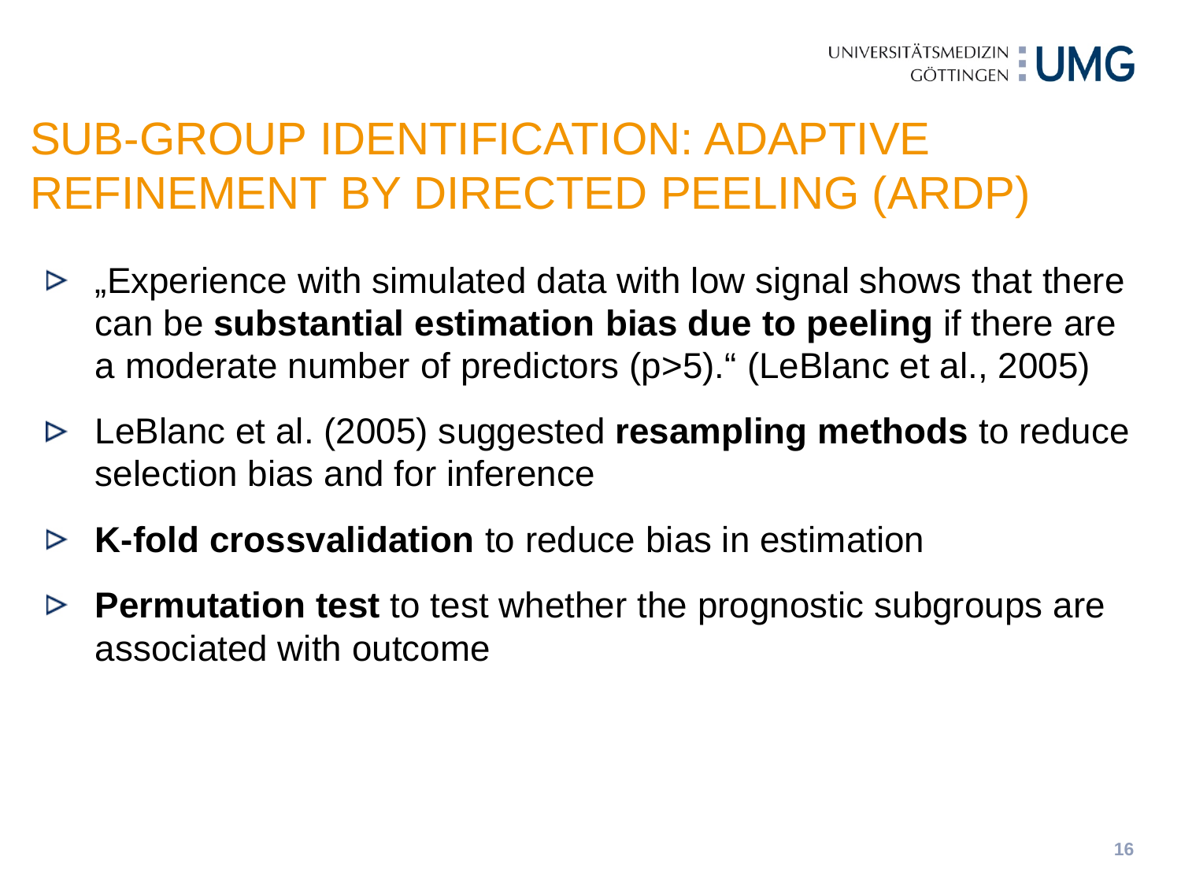# SUB-GROUP IDENTIFICATION: ADAPTIVE REFINEMENT BY DIRECTED PEELING (ARDP)

- „Experience with simulated data with low signal shows that there can be **substantial estimation bias due to peeling** if there are a moderate number of predictors (p>5).“ (LeBlanc et al., 2005)
- LeBlanc et al. (2005) suggested **resampling methods** to reduce selection bias and for inference
- **K-fold crossvalidation** to reduce bias in estimation
- **Permutation test** to test whether the prognostic subgroups are associated with outcome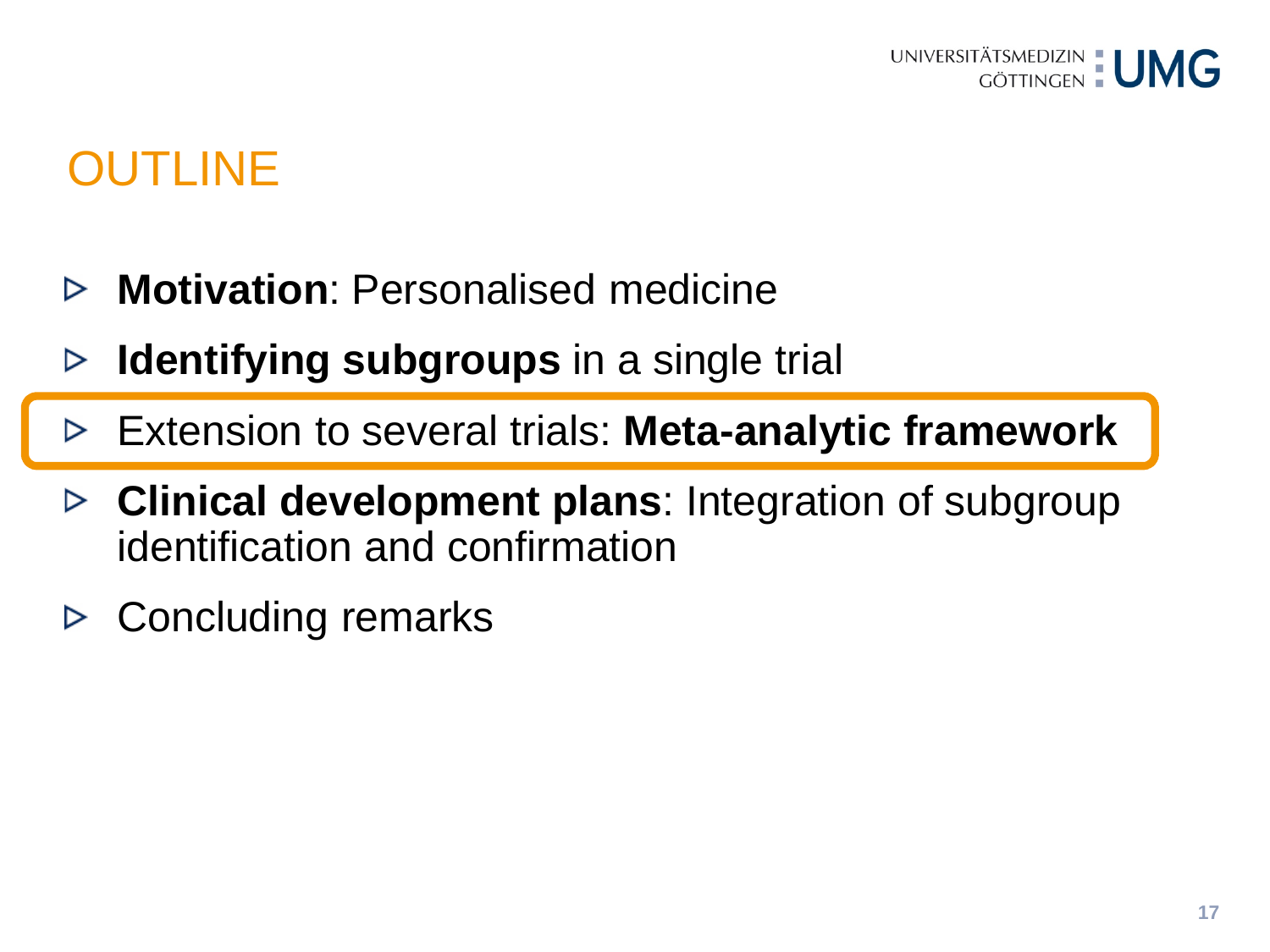# OUTLINE

- **Motivation**: Personalised medicine
- **Identifying subgroups** in a single trial
- Extension to several trials: **Meta-analytic framework**
- **Clinical development plans**: Integration of subgroup identification and confirmation
- Concluding remarks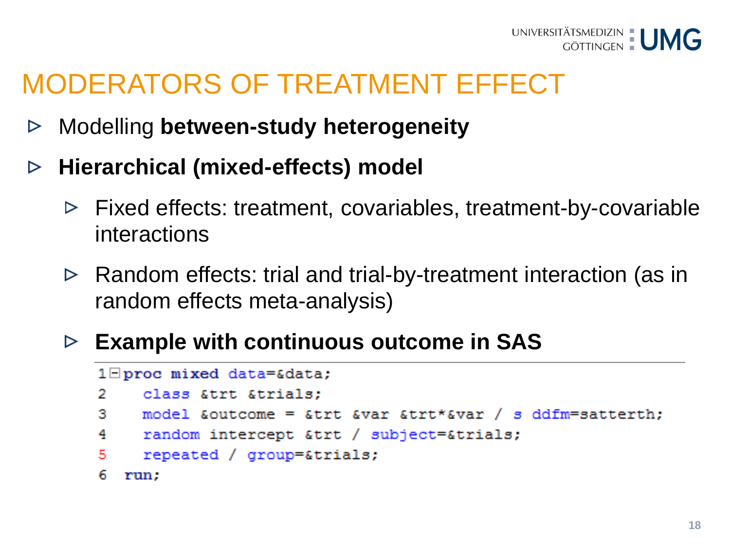# MODERATORS OF TREATMENT EFFECT

- Modelling **between-study heterogeneity**
- **Hierarchical (mixed-effects) model**
  - Fixed effects: treatment, covariables, treatment-by-covariable interactions
  - Random effects: trial and trial-by-treatment interaction (as in random effects meta-analysis)
  - **Example with continuous outcome in SAS**

```
1 proc mixed data=&data;
2   class &trt &trials;
3   model &outcome = &trt &var &trt*&var / s ddfm=satterth;
4   random intercept &trt / subject=&trials;
5   repeated / group=&trials;
6 run;
```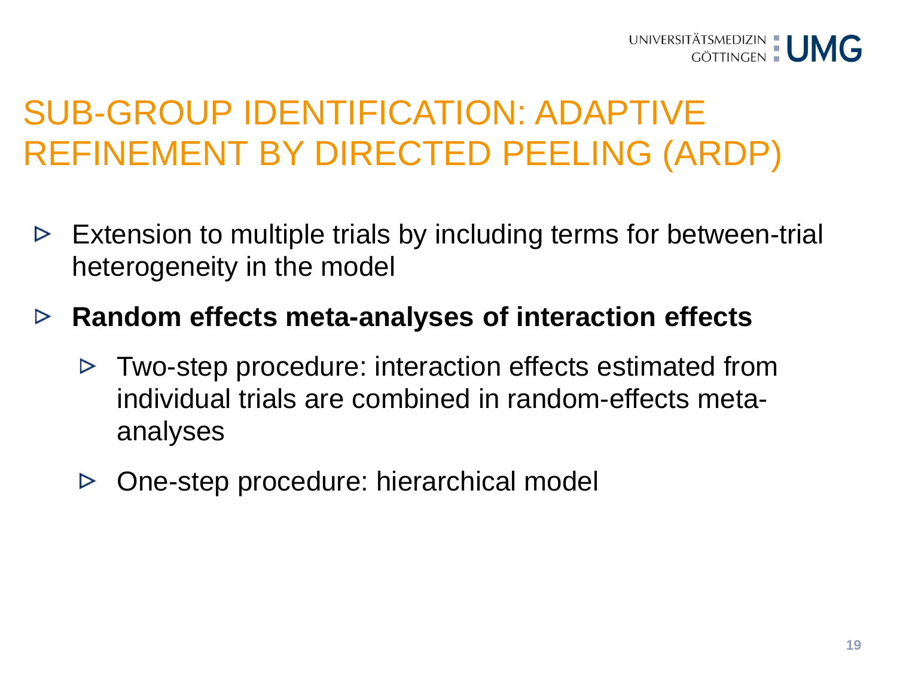# SUB-GROUP IDENTIFICATION: ADAPTIVE REFINEMENT BY DIRECTED PEELING (ARDP)

- Extension to multiple trials by including terms for between-trial heterogeneity in the model
- **Random effects meta-analyses of interaction effects**
  - Two-step procedure: interaction effects estimated from individual trials are combined in random-effects meta-analyses
  - One-step procedure: hierarchical model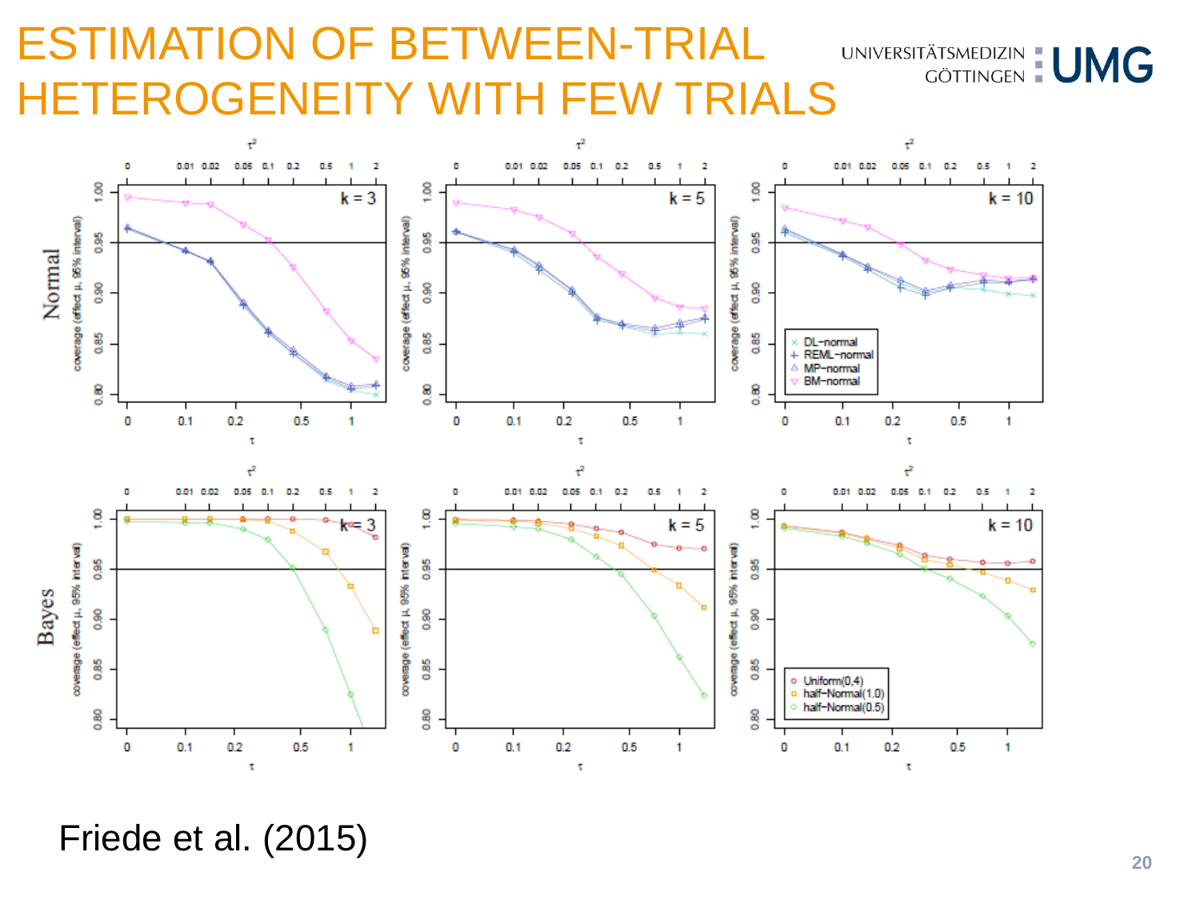# ESTIMATION OF BETWEEN-TRIAL HETEROGENEITY WITH FEW TRIALS

Friede et al. (2015)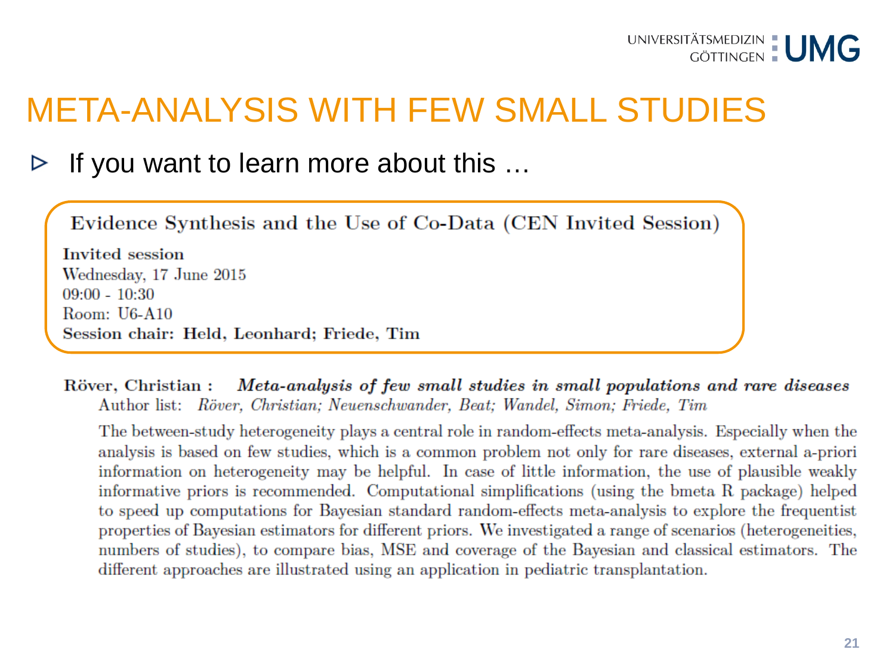# META-ANALYSIS WITH FEW SMALL STUDIES

- If you want to learn more about this …

**Evidence Synthesis and the Use of Co-Data (CEN Invited Session)**

**Invited session**
Wednesday, 17 June 2015
09:00 - 10:30
Room: U6-A10
**Session chair: Held, Leonhard; Friede, Tim**

**Röver, Christian :** ***Meta-analysis of few small studies in small populations and rare diseases***
Author list: *Röver, Christian; Neuenschwander, Beat; Wandel, Simon; Friede, Tim*

The between-study heterogeneity plays a central role in random-effects meta-analysis. Especially when the analysis is based on few studies, which is a common problem not only for rare diseases, external a-priori information on heterogeneity may be helpful. In case of little information, the use of plausible weakly informative priors is recommended. Computational simplifications (using the bmeta R package) helped to speed up computations for Bayesian standard random-effects meta-analysis to explore the frequentist properties of Bayesian estimators for different priors. We investigated a range of scenarios (heterogeneities, numbers of studies), to compare bias, MSE and coverage of the Bayesian and classical estimators. The different approaches are illustrated using an application in pediatric transplantation.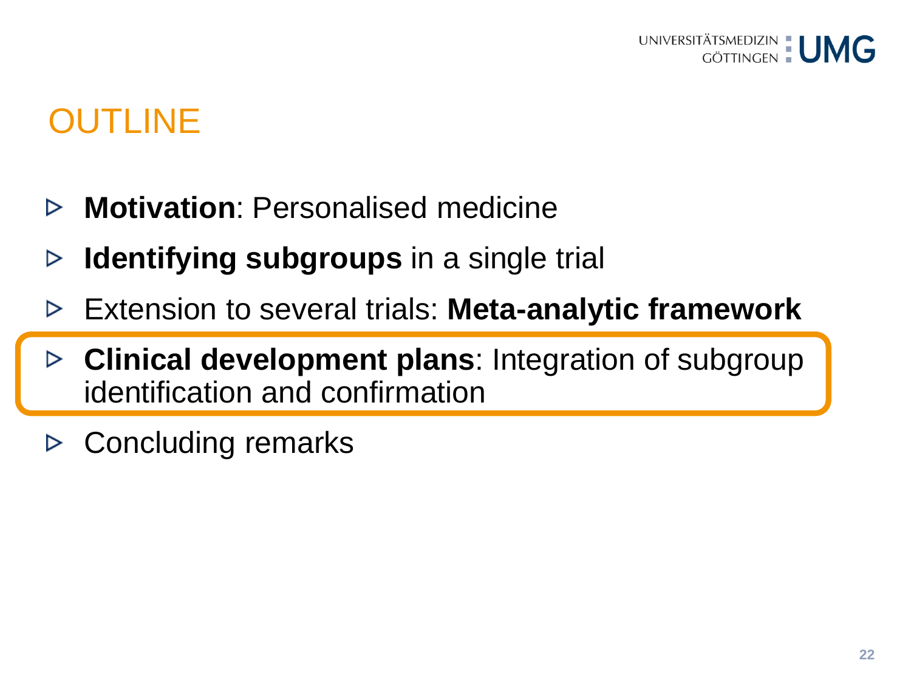# OUTLINE

- **Motivation**: Personalised medicine
- **Identifying subgroups** in a single trial
- Extension to several trials: **Meta-analytic framework**
- **Clinical development plans**: Integration of subgroup identification and confirmation
- Concluding remarks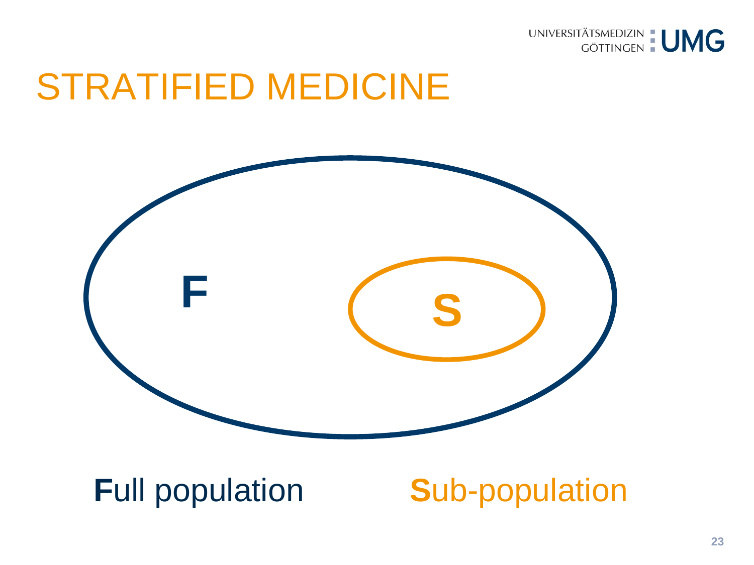# STRATIFIED MEDICINE

**F**

**S**

**F**ull population

**S**ub-population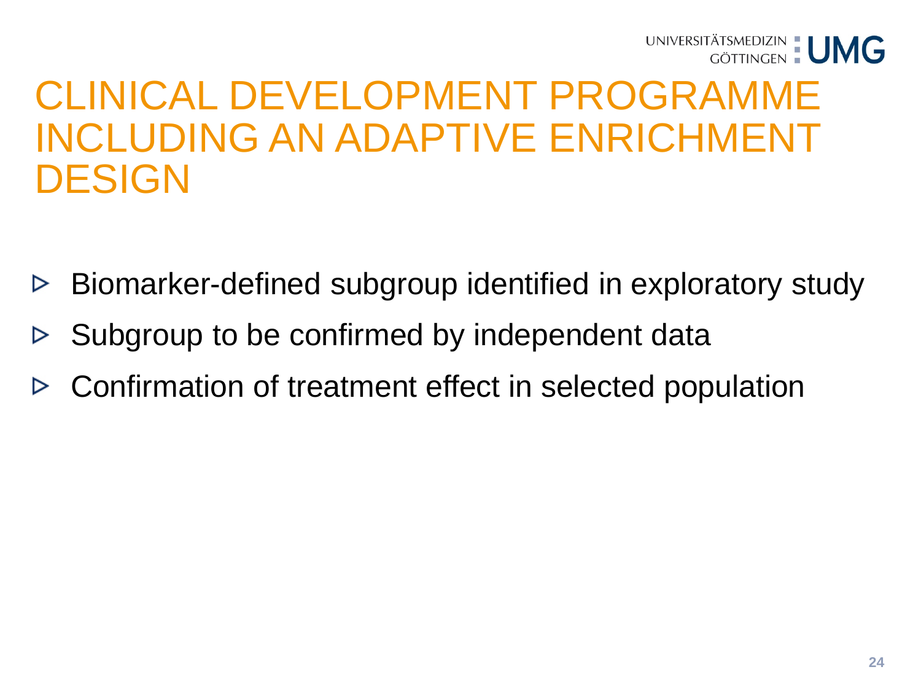# CLINICAL DEVELOPMENT PROGRAMME INCLUDING AN ADAPTIVE ENRICHMENT DESIGN

- Biomarker-defined subgroup identified in exploratory study
- Subgroup to be confirmed by independent data
- Confirmation of treatment effect in selected population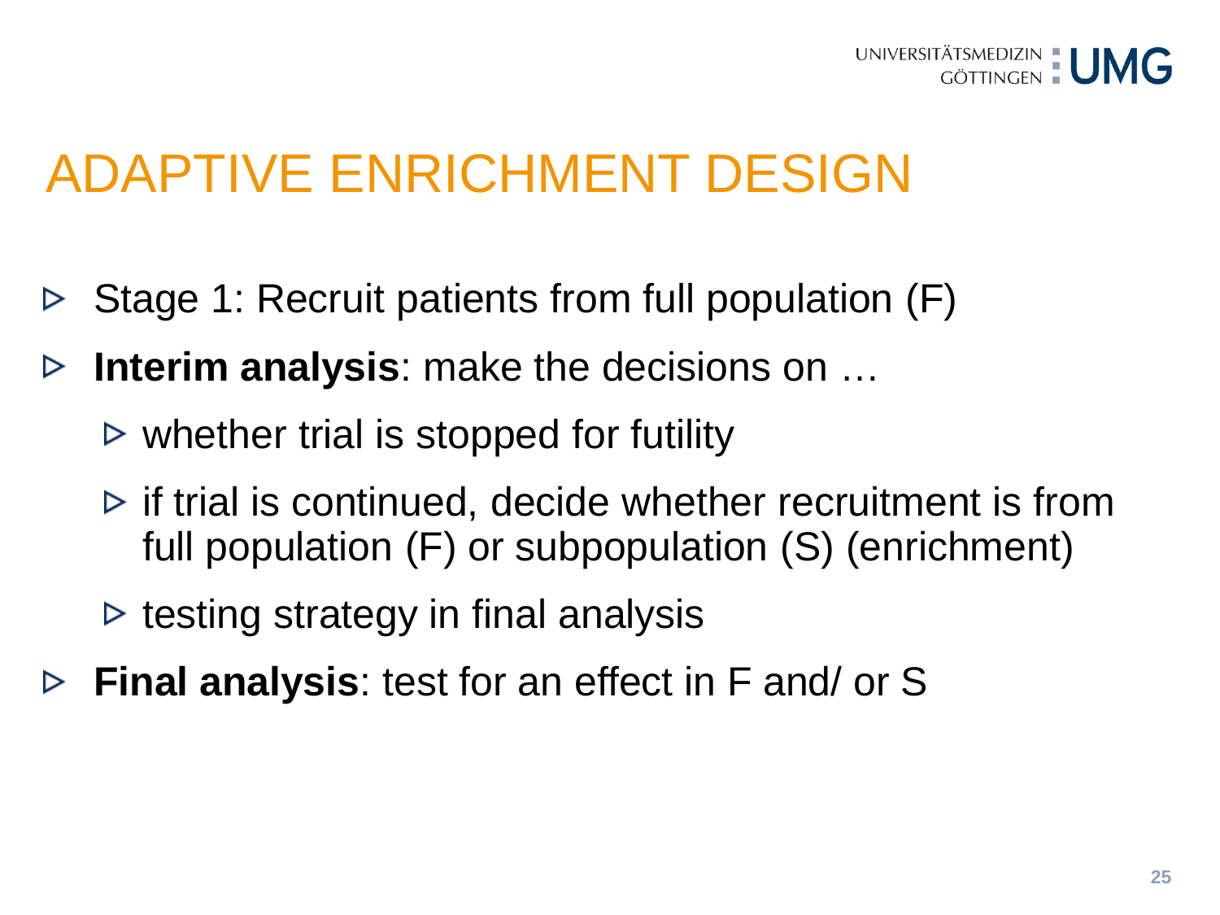# ADAPTIVE ENRICHMENT DESIGN

- Stage 1: Recruit patients from full population (F)
- **Interim analysis**: make the decisions on …
  - whether trial is stopped for futility
  - if trial is continued, decide whether recruitment is from full population (F) or subpopulation (S) (enrichment)
  - testing strategy in final analysis
- **Final analysis**: test for an effect in F and/ or S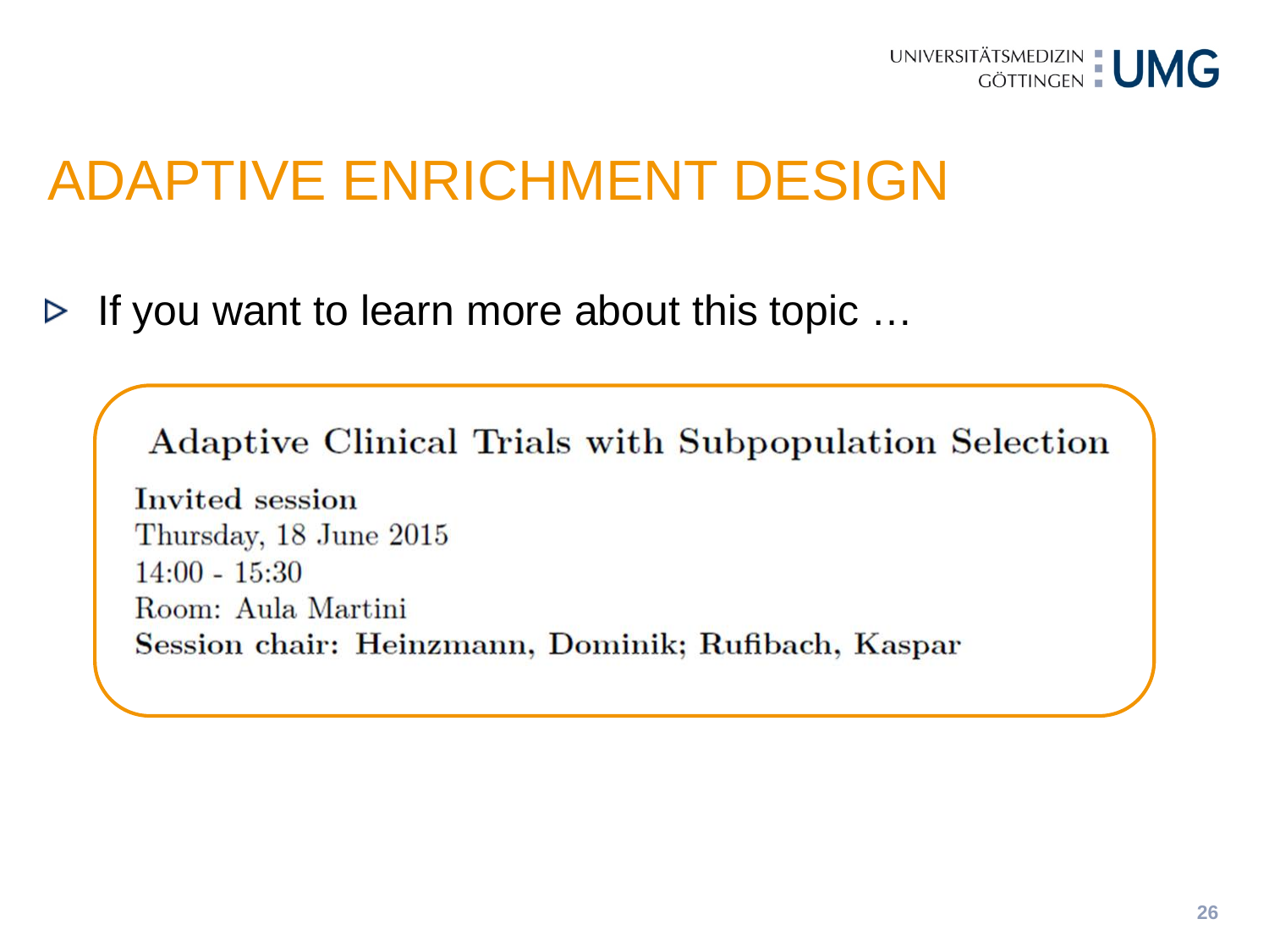# ADAPTIVE ENRICHMENT DESIGN

- If you want to learn more about this topic …

**Adaptive Clinical Trials with Subpopulation Selection**

**Invited session**
Thursday, 18 June 2015
14:00 - 15:30
Room: Aula Martini
**Session chair: Heinzmann, Dominik; Rufibach, Kaspar**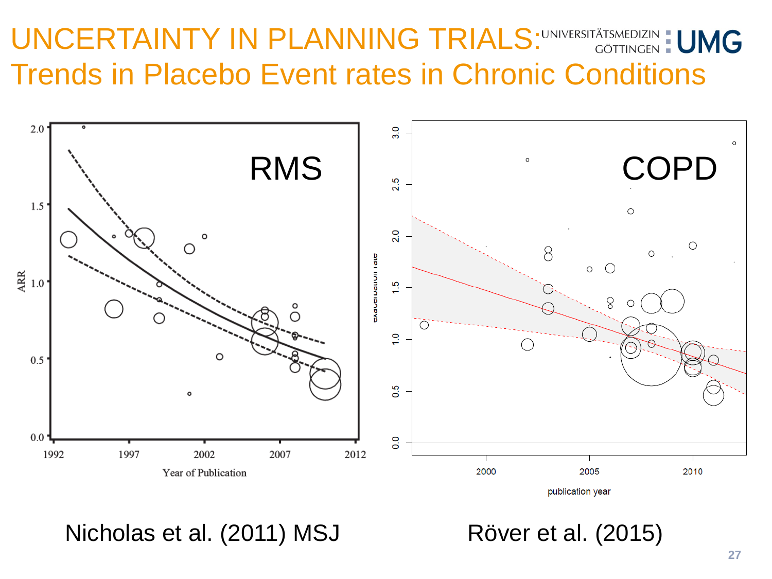# UNCERTAINTY IN PLANNING TRIALS: Trends in Placebo Event rates in Chronic Conditions

RMS

Nicholas et al. (2011) MSJ

COPD

Röver et al. (2015)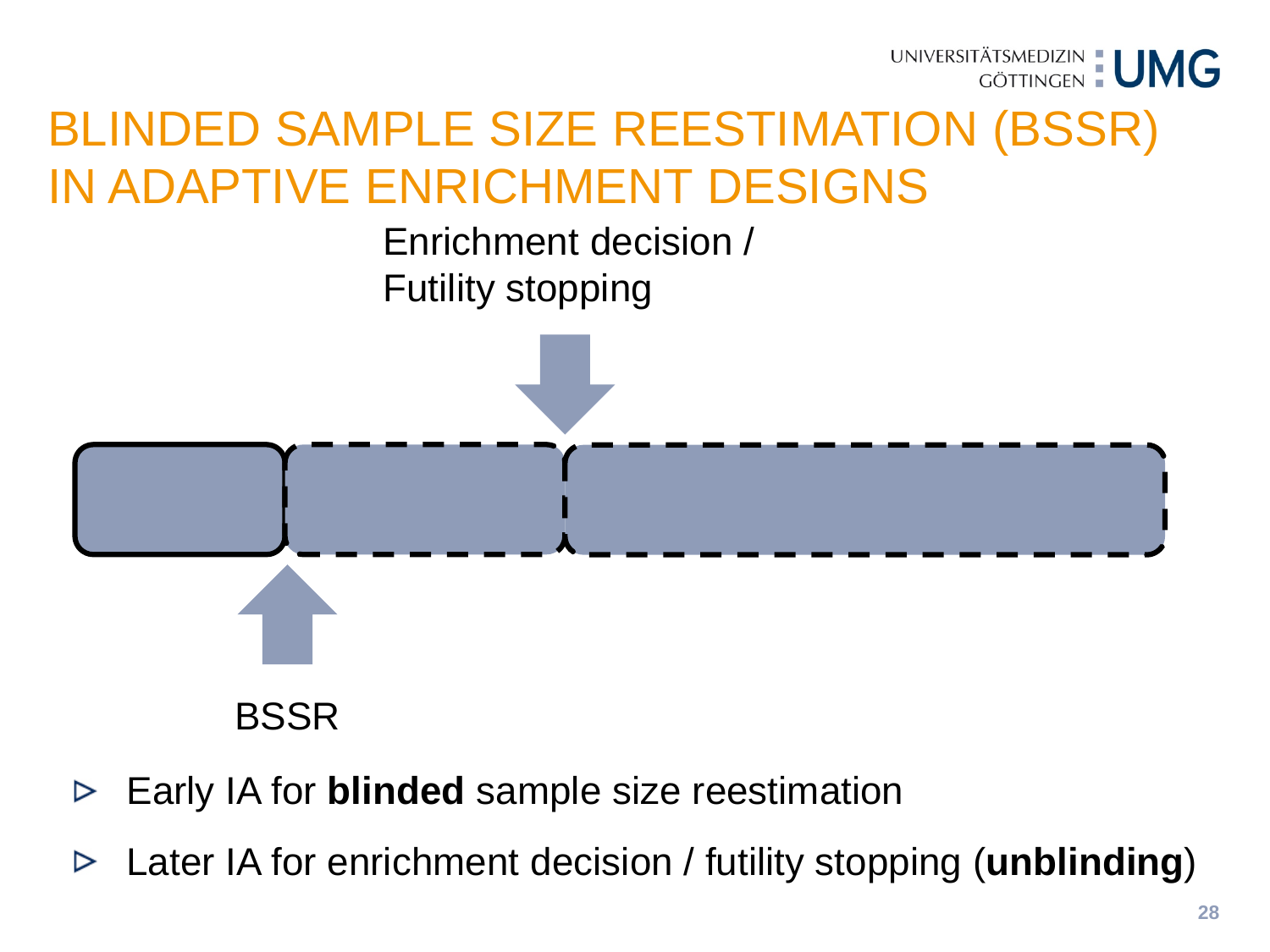# BLINDED SAMPLE SIZE REESTIMATION (BSSR) IN ADAPTIVE ENRICHMENT DESIGNS

Enrichment decision / Futility stopping

BSSR

- Early IA for **blinded** sample size reestimation
- Later IA for enrichment decision / futility stopping (**unblinding**)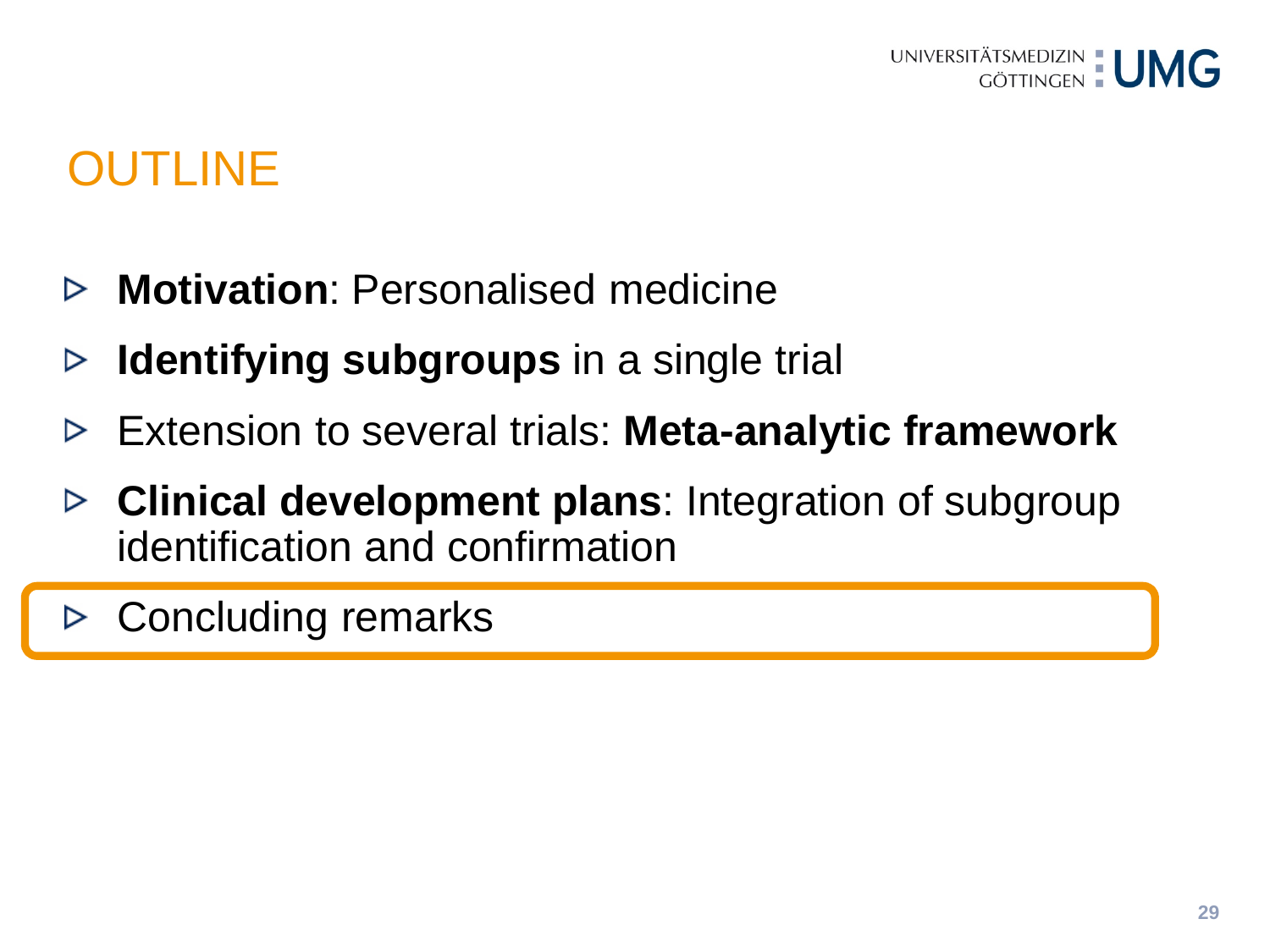# OUTLINE

- **Motivation**: Personalised medicine
- **Identifying subgroups** in a single trial
- Extension to several trials: **Meta-analytic framework**
- **Clinical development plans**: Integration of subgroup identification and confirmation
- Concluding remarks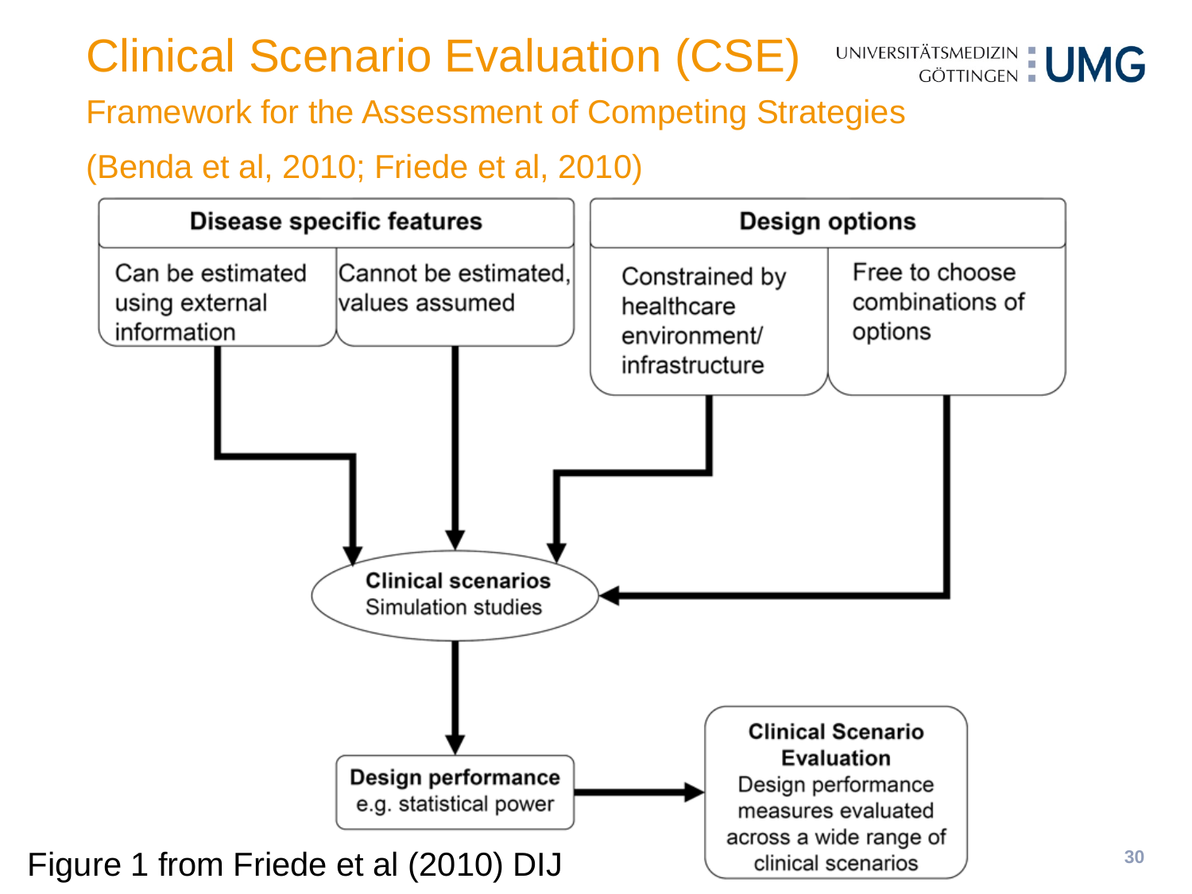# Clinical Scenario Evaluation (CSE)

## Framework for the Assessment of Competing Strategies

(Benda et al, 2010; Friede et al, 2010)

**Disease specific features**

- Can be estimated using external information
- Cannot be estimated, values assumed

**Design options**

- Constrained by healthcare environment/ infrastructure
- Free to choose combinations of options

**Clinical scenarios**
Simulation studies

**Design performance**
e.g. statistical power

**Clinical Scenario Evaluation**
Design performance measures evaluated across a wide range of clinical scenarios

Figure 1 from Friede et al (2010) DIJ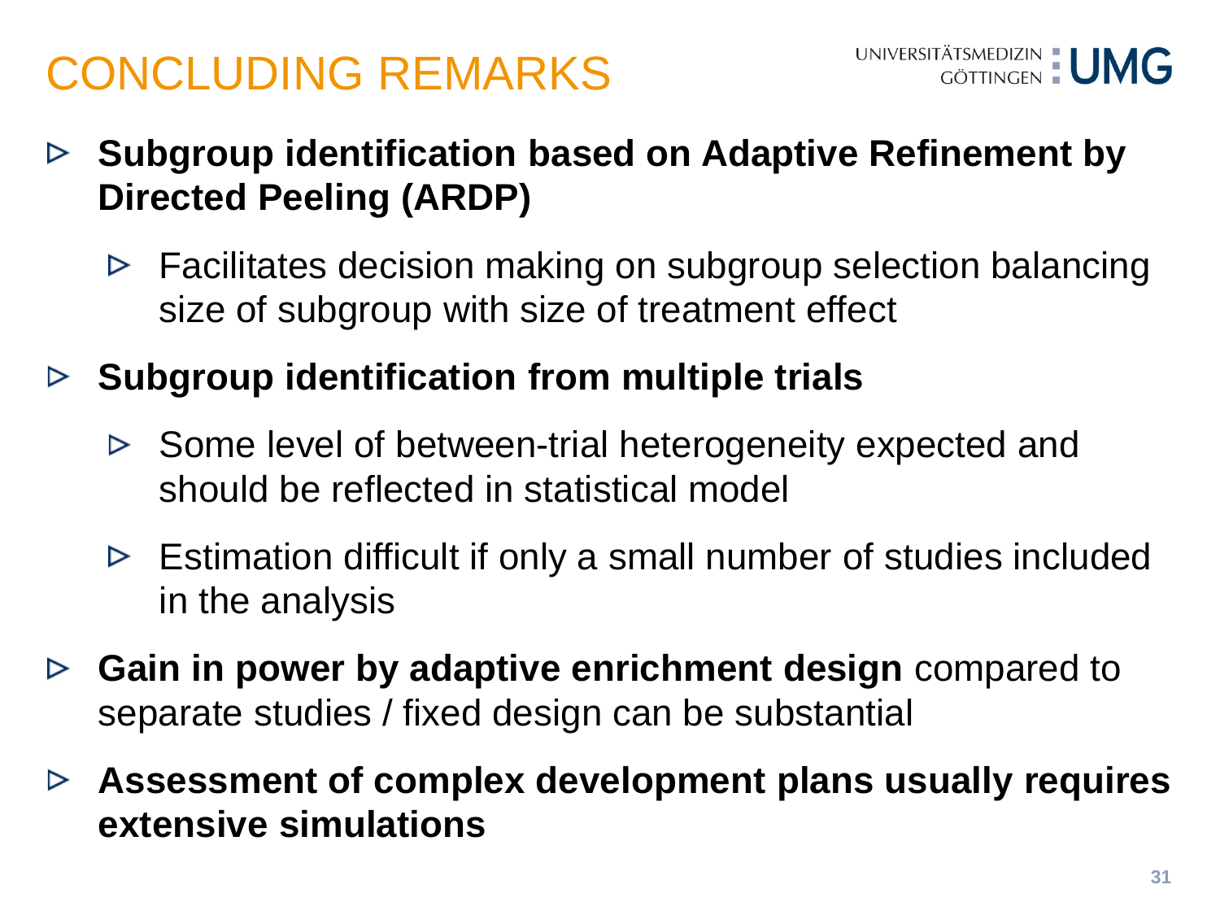# CONCLUDING REMARKS

- **Subgroup identification based on Adaptive Refinement by Directed Peeling (ARDP)**
  - Facilitates decision making on subgroup selection balancing size of subgroup with size of treatment effect
- **Subgroup identification from multiple trials**
  - Some level of between-trial heterogeneity expected and should be reflected in statistical model
  - Estimation difficult if only a small number of studies included in the analysis
- **Gain in power by adaptive enrichment design** compared to separate studies / fixed design can be substantial
- **Assessment of complex development plans usually requires extensive simulations**